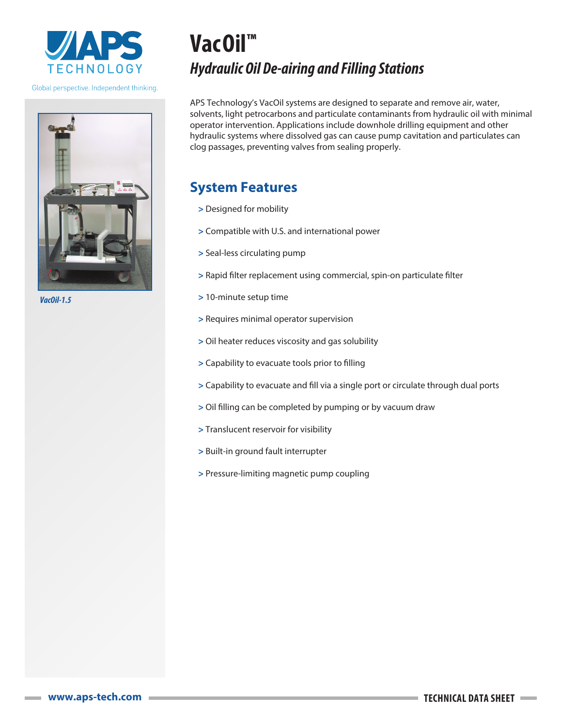Global perspective. Independent thinking.

# VacOil™

## *Hydraulic Oil De-airing and Filling Stations*

*VacOil-1.5*

APS Technology's VacOil systems are designed to separate and remove air, water, solvents, light petrocarbons and particulate contaminants from hydraulic oil with minimal operator intervention. Applications include downhole drilling equipment and other hydraulic systems where dissolved gas can cause pump cavitation and particulates can clog passages, preventing valves from sealing properly.

## System Features

> Designed for mobility

> Compatible with U.S. and international power

> Seal-less circulating pump

> Rapid filter replacement using commercial, spin-on particulate filter

> 10-minute setup time

> Requires minimal operator supervision

> Oil heater reduces viscosity and gas solubility

> Capability to evacuate tools prior to filling

> Capability to evacuate and fill via a single port or circulate through dual ports

> Oil filling can be completed by pumping or by vacuum draw

> Translucent reservoir for visibility

> Built-in ground fault interrupter

> Pressure-limiting magnetic pump coupling

www.aps-tech.com

TECHNICAL DATA SHEET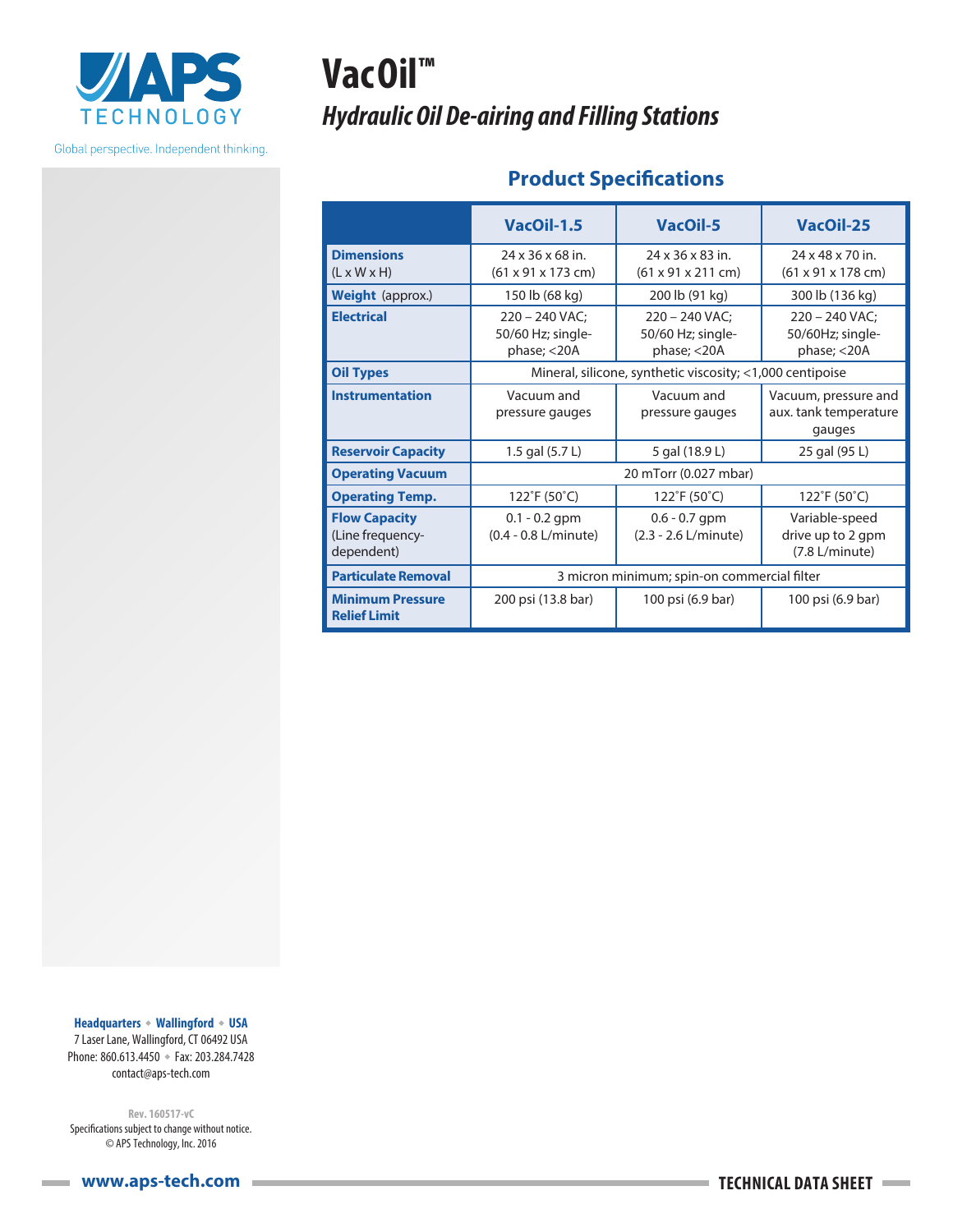# VacOil™

## *Hydraulic Oil De-airing and Filling Stations*

## Product Specifications

| | VacOil-1.5 | VacOil-5 | VacOil-25 |
|---|---|---|---|
| **Dimensions** (L x W x H) | 24 x 36 x 68 in. (61 x 91 x 173 cm) | 24 x 36 x 83 in. (61 x 91 x 211 cm) | 24 x 48 x 70 in. (61 x 91 x 178 cm) |
| **Weight** (approx.) | 150 lb (68 kg) | 200 lb (91 kg) | 300 lb (136 kg) |
| **Electrical** | 220 – 240 VAC; 50/60 Hz; single-phase; <20A | 220 – 240 VAC; 50/60 Hz; single-phase; <20A | 220 – 240 VAC; 50/60Hz; single-phase; <20A |
| **Oil Types** | Mineral, silicone, synthetic viscosity; <1,000 centipoise | | |
| **Instrumentation** | Vacuum and pressure gauges | Vacuum and pressure gauges | Vacuum, pressure and aux. tank temperature gauges |
| **Reservoir Capacity** | 1.5 gal (5.7 L) | 5 gal (18.9 L) | 25 gal (95 L) |
| **Operating Vacuum** | 20 mTorr (0.027 mbar) | | |
| **Operating Temp.** | 122˚F (50˚C) | 122˚F (50˚C) | 122˚F (50˚C) |
| **Flow Capacity** (Line frequency-dependent) | 0.1 - 0.2 gpm (0.4 - 0.8 L/minute) | 0.6 - 0.7 gpm (2.3 - 2.6 L/minute) | Variable-speed drive up to 2 gpm (7.8 L/minute) |
| **Particulate Removal** | 3 micron minimum; spin-on commercial filter | | |
| **Minimum Pressure Relief Limit** | 200 psi (13.8 bar) | 100 psi (6.9 bar) | 100 psi (6.9 bar) |

**Headquarters • Wallingford • USA**
7 Laser Lane, Wallingford, CT 06492 USA
Phone: 860.613.4450 • Fax: 203.284.7428
contact@aps-tech.com

Rev. 160517-vC
Specifications subject to change without notice.
© APS Technology, Inc. 2016

www.aps-tech.com

TECHNICAL DATA SHEET